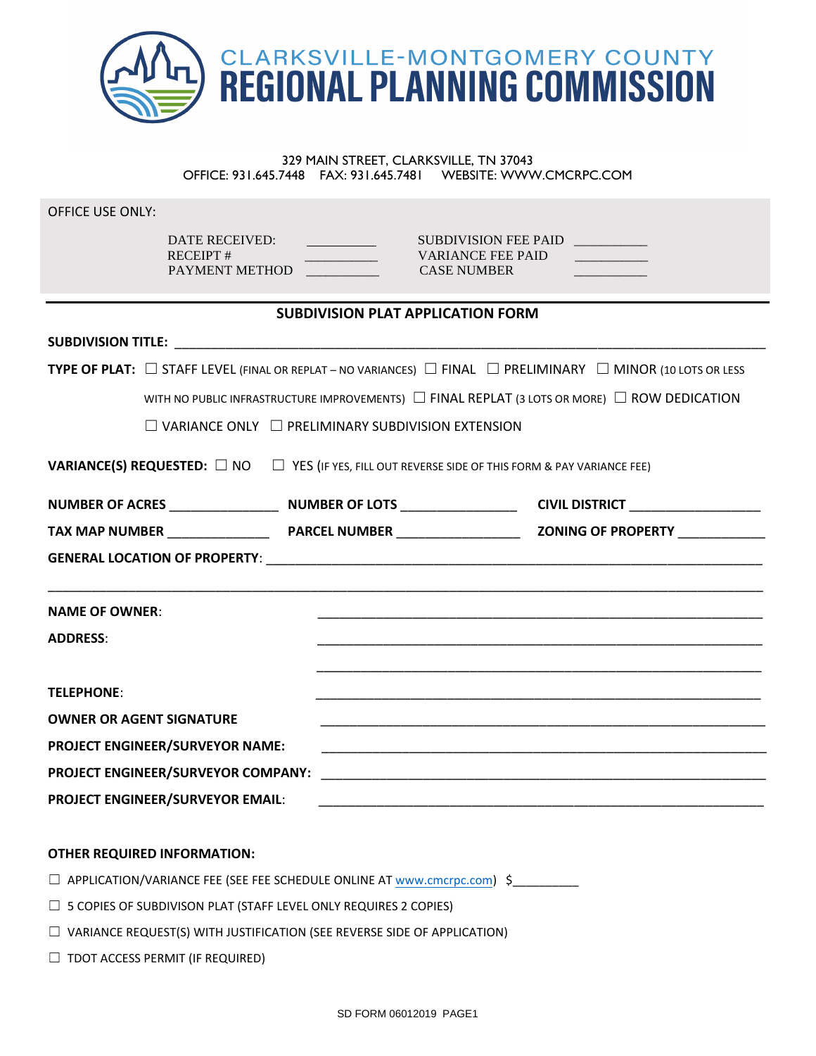# CLARKSVILLE-MONTGOMERY COUNTY
# REGIONAL PLANNING COMMISSION

329 MAIN STREET, CLARKSVILLE, TN 37043
OFFICE: 931.645.7448 FAX: 931.645.7481 WEBSITE: WWW.CMCRPC.COM

OFFICE USE ONLY:

| | | | |
|---|---|---|---|
| DATE RECEIVED: | __________ | SUBDIVISION FEE PAID | __________ |
| RECEIPT # | __________ | VARIANCE FEE PAID | __________ |
| PAYMENT METHOD | __________ | CASE NUMBER | __________ |

## SUBDIVISION PLAT APPLICATION FORM

**SUBDIVISION TITLE:** ____________________________________________

**TYPE OF PLAT:** ☐ STAFF LEVEL (FINAL OR REPLAT – NO VARIANCES) ☐ FINAL ☐ PRELIMINARY ☐ MINOR (10 LOTS OR LESS WITH NO PUBLIC INFRASTRUCTURE IMPROVEMENTS) ☐ FINAL REPLAT (3 LOTS OR MORE) ☐ ROW DEDICATION ☐ VARIANCE ONLY ☐ PRELIMINARY SUBDIVISION EXTENSION

**VARIANCE(S) REQUESTED:** ☐ NO ☐ YES (IF YES, FILL OUT REVERSE SIDE OF THIS FORM & PAY VARIANCE FEE)

**NUMBER OF ACRES** ______________ **NUMBER OF LOTS** ______________ **CIVIL DISTRICT** ________________

**TAX MAP NUMBER** _____________ **PARCEL NUMBER** _______________ **ZONING OF PROPERTY** ___________

**GENERAL LOCATION OF PROPERTY**: ____________________________________________

____________________________________________

**NAME OF OWNER**: ____________________________________________

**ADDRESS**: ____________________________________________

____________________________________________

**TELEPHONE**: ____________________________________________

**OWNER OR AGENT SIGNATURE** ____________________________________________

**PROJECT ENGINEER/SURVEYOR NAME:** ____________________________________________

**PROJECT ENGINEER/SURVEYOR COMPANY:** ____________________________________________

**PROJECT ENGINEER/SURVEYOR EMAIL**: ____________________________________________

**OTHER REQUIRED INFORMATION:**

☐ APPLICATION/VARIANCE FEE (SEE FEE SCHEDULE ONLINE AT www.cmcrpc.com) $_________

☐ 5 COPIES OF SUBDIVISON PLAT (STAFF LEVEL ONLY REQUIRES 2 COPIES)

☐ VARIANCE REQUEST(S) WITH JUSTIFICATION (SEE REVERSE SIDE OF APPLICATION)

☐ TDOT ACCESS PERMIT (IF REQUIRED)

SD FORM 06012019 PAGE1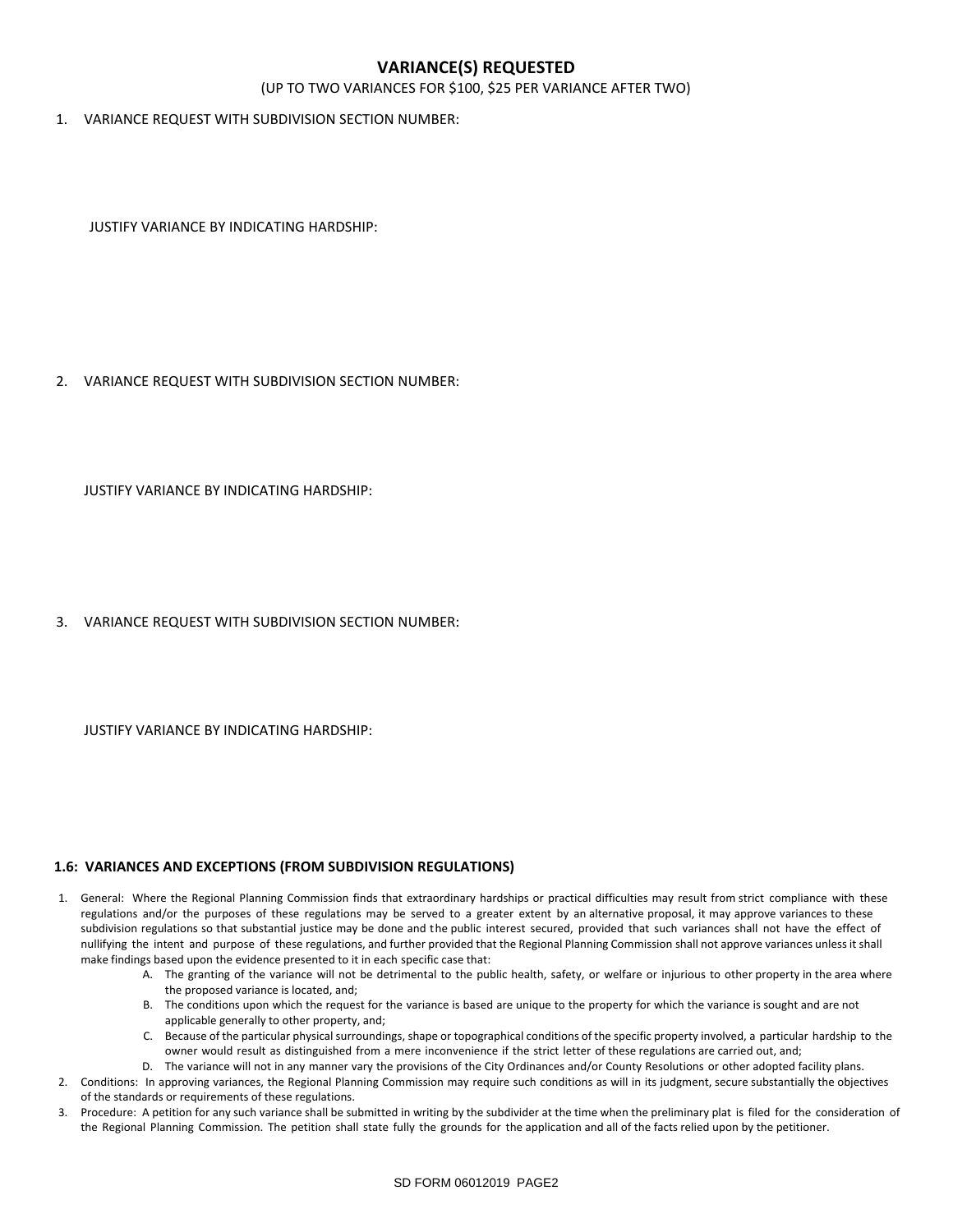# VARIANCE(S) REQUESTED

(UP TO TWO VARIANCES FOR $100, $25 PER VARIANCE AFTER TWO)

1. VARIANCE REQUEST WITH SUBDIVISION SECTION NUMBER:

   JUSTIFY VARIANCE BY INDICATING HARDSHIP:

2. VARIANCE REQUEST WITH SUBDIVISION SECTION NUMBER:

   JUSTIFY VARIANCE BY INDICATING HARDSHIP:

3. VARIANCE REQUEST WITH SUBDIVISION SECTION NUMBER:

   JUSTIFY VARIANCE BY INDICATING HARDSHIP:

### 1.6: VARIANCES AND EXCEPTIONS (FROM SUBDIVISION REGULATIONS)

1. General: Where the Regional Planning Commission finds that extraordinary hardships or practical difficulties may result from strict compliance with these regulations and/or the purposes of these regulations may be served to a greater extent by an alternative proposal, it may approve variances to these subdivision regulations so that substantial justice may be done and the public interest secured, provided that such variances shall not have the effect of nullifying the intent and purpose of these regulations, and further provided that the Regional Planning Commission shall not approve variances unless it shall make findings based upon the evidence presented to it in each specific case that:
   A. The granting of the variance will not be detrimental to the public health, safety, or welfare or injurious to other property in the area where the proposed variance is located, and;
   B. The conditions upon which the request for the variance is based are unique to the property for which the variance is sought and are not applicable generally to other property, and;
   C. Because of the particular physical surroundings, shape or topographical conditions of the specific property involved, a particular hardship to the owner would result as distinguished from a mere inconvenience if the strict letter of these regulations are carried out, and;
   D. The variance will not in any manner vary the provisions of the City Ordinances and/or County Resolutions or other adopted facility plans.
2. Conditions: In approving variances, the Regional Planning Commission may require such conditions as will in its judgment, secure substantially the objectives of the standards or requirements of these regulations.
3. Procedure: A petition for any such variance shall be submitted in writing by the subdivider at the time when the preliminary plat is filed for the consideration of the Regional Planning Commission. The petition shall state fully the grounds for the application and all of the facts relied upon by the petitioner.

SD FORM 06012019 PAGE2